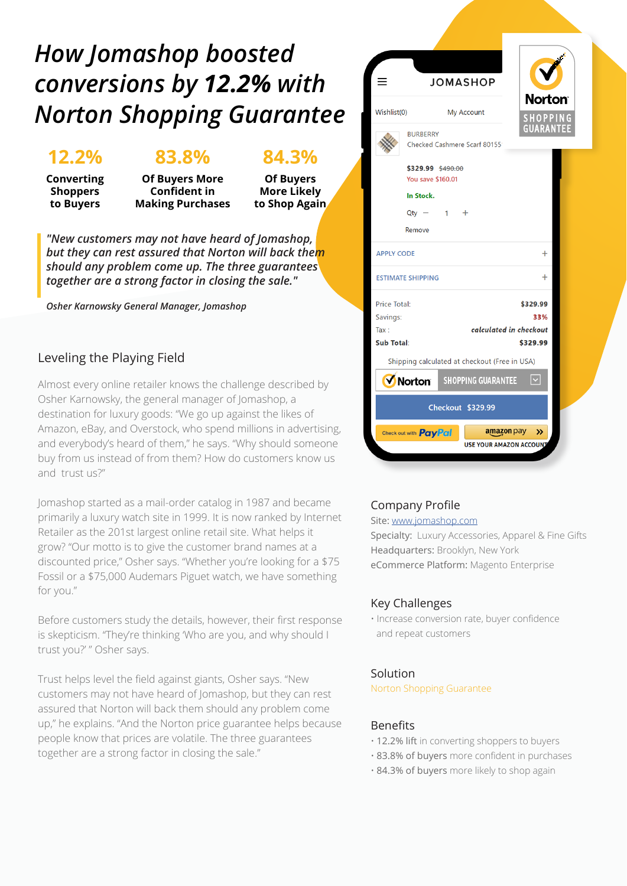# *How Jomashop boosted conversions by **12.2%** with Norton Shopping Guarantee*

**12.2%**
**Converting Shoppers to Buyers**

**83.8%**
**Of Buyers More Confident in Making Purchases**

**84.3%**
**Of Buyers More Likely to Shop Again**

> *"New customers may not have heard of Jomashop, but they can rest assured that Norton will back them should any problem come up. The three guarantees together are a strong factor in closing the sale."*

*Osher Karnowsky General Manager, Jomashop*

## Leveling the Playing Field

Almost every online retailer knows the challenge described by Osher Karnowsky, the general manager of Jomashop, a destination for luxury goods: "We go up against the likes of Amazon, eBay, and Overstock, who spend millions in advertising, and everybody's heard of them," he says. "Why should someone buy from us instead of from them? How do customers know us and trust us?"

Jomashop started as a mail-order catalog in 1987 and became primarily a luxury watch site in 1999. It is now ranked by Internet Retailer as the 201st largest online retail site. What helps it grow? "Our motto is to give the customer brand names at a discounted price," Osher says. "Whether you're looking for a $75 Fossil or a $75,000 Audemars Piguet watch, we have something for you."

Before customers study the details, however, their first response is skepticism. "They're thinking 'Who are you, and why should I trust you?' " Osher says.

Trust helps level the field against giants, Osher says. "New customers may not have heard of Jomashop, but they can rest assured that Norton will back them should any problem come up," he explains. "And the Norton price guarantee helps because people know that prices are volatile. The three guarantees together are a strong factor in closing the sale."

## Company Profile

Site: www.jomashop.com
Specialty: Luxury Accessories, Apparel & Fine Gifts
Headquarters: Brooklyn, New York
eCommerce Platform: Magento Enterprise

## Key Challenges

- Increase conversion rate, buyer confidence and repeat customers

## Solution

Norton Shopping Guarantee

## Benefits

- 12.2% lift in converting shoppers to buyers
- 83.8% of buyers more confident in purchases
- 84.3% of buyers more likely to shop again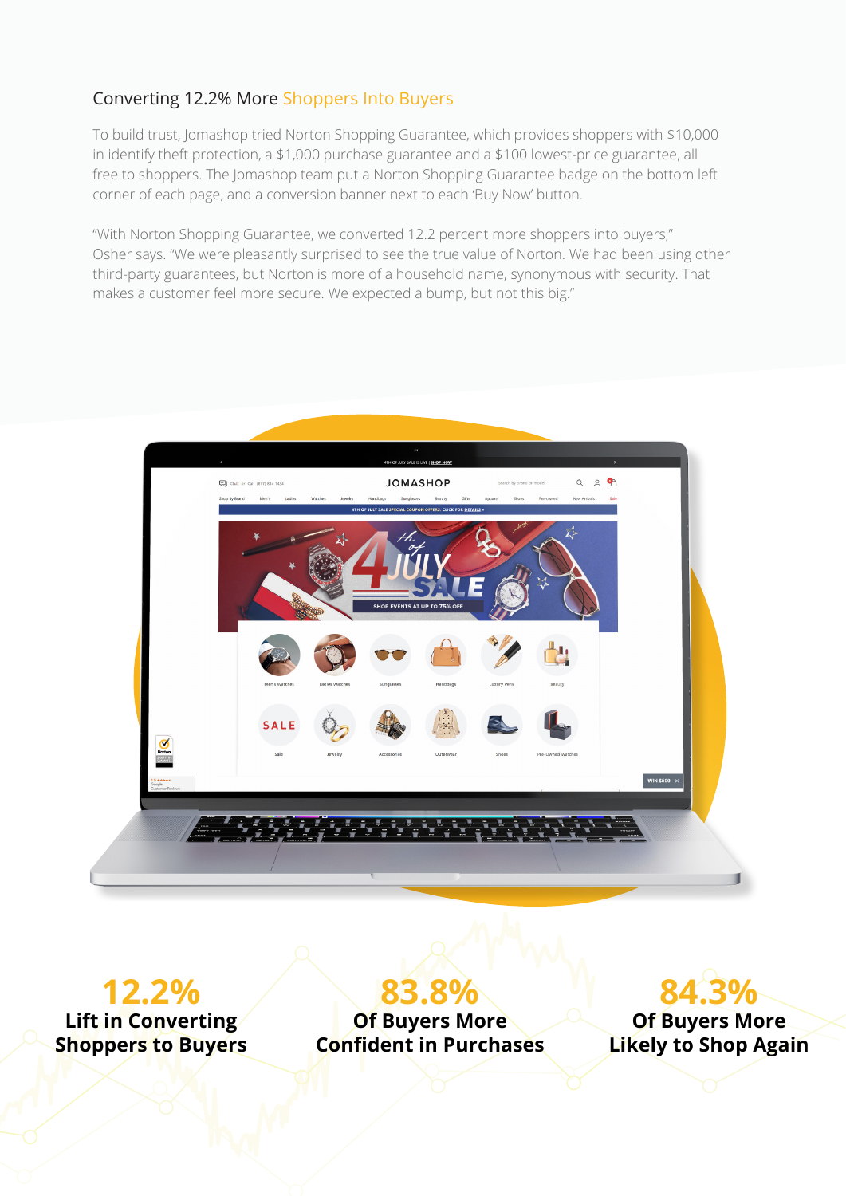## Converting 12.2% More Shoppers Into Buyers

To build trust, Jomashop tried Norton Shopping Guarantee, which provides shoppers with $10,000 in identify theft protection, a $1,000 purchase guarantee and a $100 lowest-price guarantee, all free to shoppers. The Jomashop team put a Norton Shopping Guarantee badge on the bottom left corner of each page, and a conversion banner next to each 'Buy Now' button.

"With Norton Shopping Guarantee, we converted 12.2 percent more shoppers into buyers," Osher says. "We were pleasantly surprised to see the true value of Norton. We had been using other third-party guarantees, but Norton is more of a household name, synonymous with security. That makes a customer feel more secure. We expected a bump, but not this big."

**12.2%**
**Lift in Converting Shoppers to Buyers**

**83.8%**
**Of Buyers More Confident in Purchases**

**84.3%**
**Of Buyers More Likely to Shop Again**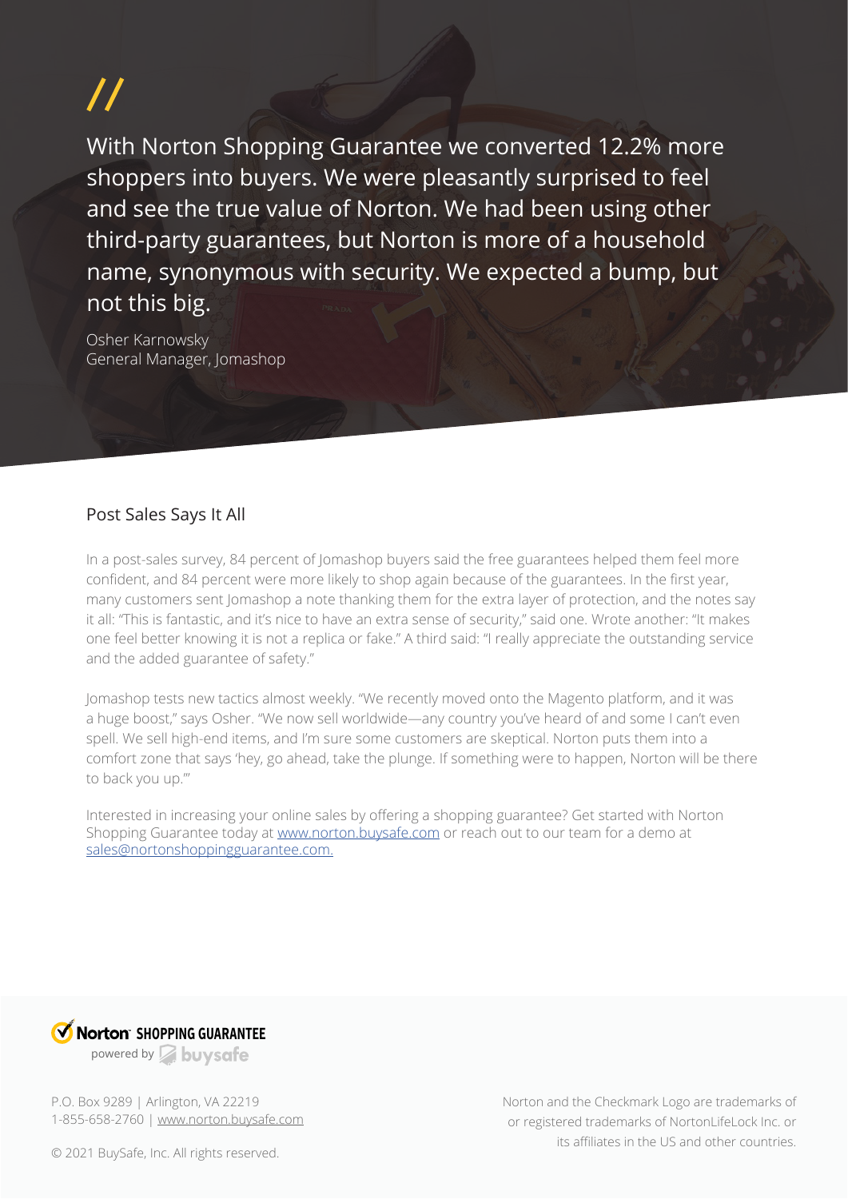//

> With Norton Shopping Guarantee we converted 12.2% more shoppers into buyers. We were pleasantly surprised to feel and see the true value of Norton. We had been using other third-party guarantees, but Norton is more of a household name, synonymous with security. We expected a bump, but not this big.

Osher Karnowsky
General Manager, Jomashop

## Post Sales Says It All

In a post-sales survey, 84 percent of Jomashop buyers said the free guarantees helped them feel more confident, and 84 percent were more likely to shop again because of the guarantees. In the first year, many customers sent Jomashop a note thanking them for the extra layer of protection, and the notes say it all: "This is fantastic, and it's nice to have an extra sense of security," said one. Wrote another: "It makes one feel better knowing it is not a replica or fake." A third said: "I really appreciate the outstanding service and the added guarantee of safety."

Jomashop tests new tactics almost weekly. "We recently moved onto the Magento platform, and it was a huge boost," says Osher. "We now sell worldwide—any country you've heard of and some I can't even spell. We sell high-end items, and I'm sure some customers are skeptical. Norton puts them into a comfort zone that says 'hey, go ahead, take the plunge. If something were to happen, Norton will be there to back you up.'"

Interested in increasing your online sales by offering a shopping guarantee? Get started with Norton Shopping Guarantee today at www.norton.buysafe.com or reach out to our team for a demo at sales@nortonshoppingguarantee.com.

Norton SHOPPING GUARANTEE
powered by buysafe

P.O. Box 9289 | Arlington, VA 22219
1-855-658-2760 | www.norton.buysafe.com

© 2021 BuySafe, Inc. All rights reserved.

Norton and the Checkmark Logo are trademarks of or registered trademarks of NortonLifeLock Inc. or its affiliates in the US and other countries.